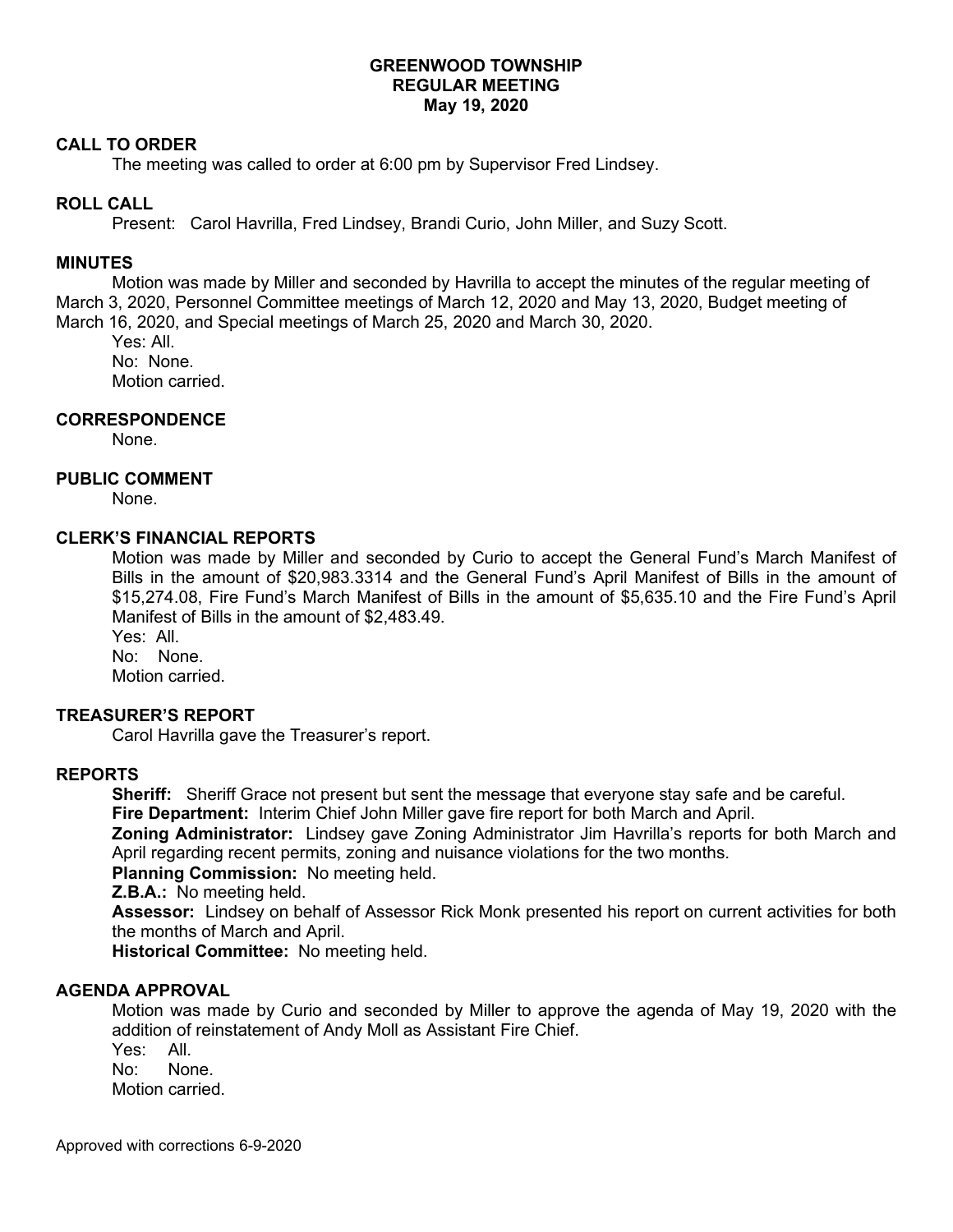# GREENWOOD TOWNSHIP
## REGULAR MEETING
## May 19, 2020

### CALL TO ORDER

The meeting was called to order at 6:00 pm by Supervisor Fred Lindsey.

### ROLL CALL

Present: Carol Havrilla, Fred Lindsey, Brandi Curio, John Miller, and Suzy Scott.

### MINUTES

Motion was made by Miller and seconded by Havrilla to accept the minutes of the regular meeting of March 3, 2020, Personnel Committee meetings of March 12, 2020 and May 13, 2020, Budget meeting of March 16, 2020, and Special meetings of March 25, 2020 and March 30, 2020.

Yes: All.
No: None.
Motion carried.

### CORRESPONDENCE

None.

### PUBLIC COMMENT

None.

### CLERK'S FINANCIAL REPORTS

Motion was made by Miller and seconded by Curio to accept the General Fund's March Manifest of Bills in the amount of $20,983.3314 and the General Fund's April Manifest of Bills in the amount of $15,274.08, Fire Fund's March Manifest of Bills in the amount of $5,635.10 and the Fire Fund's April Manifest of Bills in the amount of $2,483.49.

Yes: All.
No: None.
Motion carried.

### TREASURER'S REPORT

Carol Havrilla gave the Treasurer's report.

### REPORTS

**Sheriff:** Sheriff Grace not present but sent the message that everyone stay safe and be careful.

**Fire Department:** Interim Chief John Miller gave fire report for both March and April.

**Zoning Administrator:** Lindsey gave Zoning Administrator Jim Havrilla's reports for both March and April regarding recent permits, zoning and nuisance violations for the two months.

**Planning Commission:** No meeting held.

**Z.B.A.:** No meeting held.

**Assessor:** Lindsey on behalf of Assessor Rick Monk presented his report on current activities for both the months of March and April.

**Historical Committee:** No meeting held.

### AGENDA APPROVAL

Motion was made by Curio and seconded by Miller to approve the agenda of May 19, 2020 with the addition of reinstatement of Andy Moll as Assistant Fire Chief.

Yes: All.
No: None.
Motion carried.

Approved with corrections 6-9-2020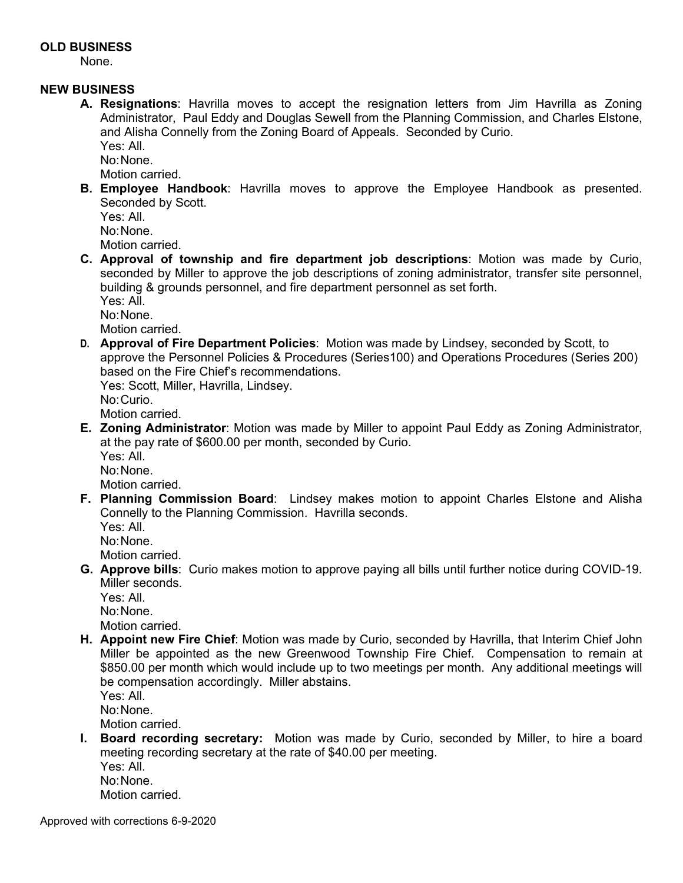**OLD BUSINESS**

None.

**NEW BUSINESS**

A. **Resignations**: Havrilla moves to accept the resignation letters from Jim Havrilla as Zoning Administrator, Paul Eddy and Douglas Sewell from the Planning Commission, and Charles Elstone, and Alisha Connelly from the Zoning Board of Appeals. Seconded by Curio.
   Yes: All.
   No: None.
   Motion carried.
B. **Employee Handbook**: Havrilla moves to approve the Employee Handbook as presented. Seconded by Scott.
   Yes: All.
   No: None.
   Motion carried.
C. **Approval of township and fire department job descriptions**: Motion was made by Curio, seconded by Miller to approve the job descriptions of zoning administrator, transfer site personnel, building & grounds personnel, and fire department personnel as set forth.
   Yes: All.
   No: None.
   Motion carried.
D. **Approval of Fire Department Policies**: Motion was made by Lindsey, seconded by Scott, to approve the Personnel Policies & Procedures (Series100) and Operations Procedures (Series 200) based on the Fire Chief's recommendations.
   Yes: Scott, Miller, Havrilla, Lindsey.
   No: Curio.
   Motion carried.
E. **Zoning Administrator**: Motion was made by Miller to appoint Paul Eddy as Zoning Administrator, at the pay rate of $600.00 per month, seconded by Curio.
   Yes: All.
   No: None.
   Motion carried.
F. **Planning Commission Board**: Lindsey makes motion to appoint Charles Elstone and Alisha Connelly to the Planning Commission. Havrilla seconds.
   Yes: All.
   No: None.
   Motion carried.
G. **Approve bills**: Curio makes motion to approve paying all bills until further notice during COVID-19. Miller seconds.
   Yes: All.
   No: None.
   Motion carried.
H. **Appoint new Fire Chief**: Motion was made by Curio, seconded by Havrilla, that Interim Chief John Miller be appointed as the new Greenwood Township Fire Chief. Compensation to remain at $850.00 per month which would include up to two meetings per month. Any additional meetings will be compensation accordingly. Miller abstains.
   Yes: All.
   No: None.
   Motion carried.
I. **Board recording secretary:** Motion was made by Curio, seconded by Miller, to hire a board meeting recording secretary at the rate of $40.00 per meeting.
   Yes: All.
   No: None.
   Motion carried.

Approved with corrections 6-9-2020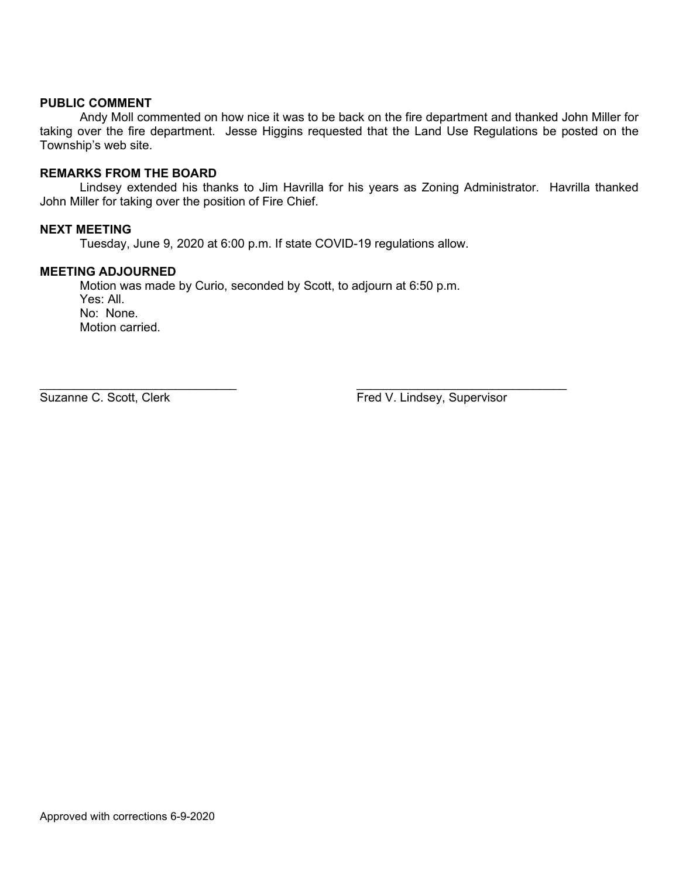**PUBLIC COMMENT**

Andy Moll commented on how nice it was to be back on the fire department and thanked John Miller for taking over the fire department. Jesse Higgins requested that the Land Use Regulations be posted on the Township's web site.

**REMARKS FROM THE BOARD**

Lindsey extended his thanks to Jim Havrilla for his years as Zoning Administrator. Havrilla thanked John Miller for taking over the position of Fire Chief.

**NEXT MEETING**

Tuesday, June 9, 2020 at 6:00 p.m. If state COVID-19 regulations allow.

**MEETING ADJOURNED**

Motion was made by Curio, seconded by Scott, to adjourn at 6:50 p.m.
Yes: All.
No: None.
Motion carried.

\_\_\_\_\_\_\_\_\_\_\_\_\_\_\_\_\_\_\_\_\_\_\_\_\_\_\_\_\_\_
Suzanne C. Scott, Clerk

\_\_\_\_\_\_\_\_\_\_\_\_\_\_\_\_\_\_\_\_\_\_\_\_\_\_\_\_\_\_
Fred V. Lindsey, Supervisor

Approved with corrections 6-9-2020